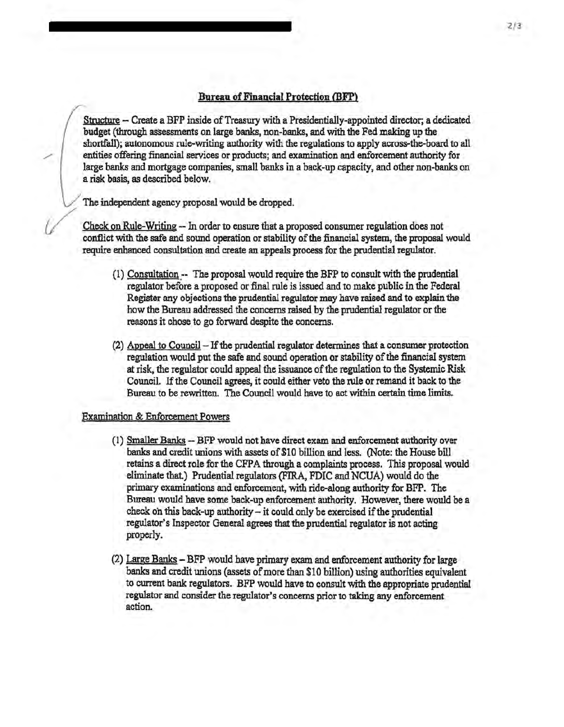## Bureau of Financial Protection (BFP)

Structure – Create a BFP inside of Treasury with a Presidentially-appointed director; a dedicated budget (through assessments on large banks, non-banks, and with the Fed making up the shortfall); autonomous rule-writing authority with the regulations to apply across-the-board to all entities offering financial services or products; and examination and enforcement authority for large banks and mortgage companies, small banks in a back-up capacity, and other non-banks on a risk basis, as described below.

The independent agency proposal would be dropped.

Check on Rule-Writing -- In order to ensure that a proposed consumer regulation does not conflict with the safe and sound operation or stability of the financial system, the proposal would require enhanced consultation and create an appeals process for the prudential regulator.

(1) Consultation -- The proposal would require the BFP to consult with the prudential regulator before a proposed or final rule is issued and to make public in the Federal Register any objections the prudential regulator may have raised and to explain the how the Bureau addressed the concerns raised by the prudential regulator or the reasons it chose to go forward despite the concerns.

(2) Appeal to Council – If the prudential regulator determines that a consumer protection regulation would put the safe and sound operation or stability of the financial system at risk, the regulator could appeal the issuance of the regulation to the Systemic Risk Council. If the Council agrees, it could either veto the rule or remand it back to the Bureau to be rewritten. The Council would have to act within certain time limits.

Examination & Enforcement Powers

(1) Smaller Banks -- BFP would not have direct exam and enforcement authority over banks and credit unions with assets of $10 billion and less. (Note: the House bill retains a direct role for the CFPA through a complaints process. This proposal would eliminate that.) Prudential regulators (FIRA, FDIC and NCUA) would do the primary examinations and enforcement, with ride-along authority for BFP. The Bureau would have some back-up enforcement authority. However, there would be a check on this back-up authority – it could only be exercised if the prudential regulator's Inspector General agrees that the prudential regulator is not acting properly.

(2) Large Banks – BFP would have primary exam and enforcement authority for large banks and credit unions (assets of more than $10 billion) using authorities equivalent to current bank regulators. BFP would have to consult with the appropriate prudential regulator and consider the regulator's concerns prior to taking any enforcement action.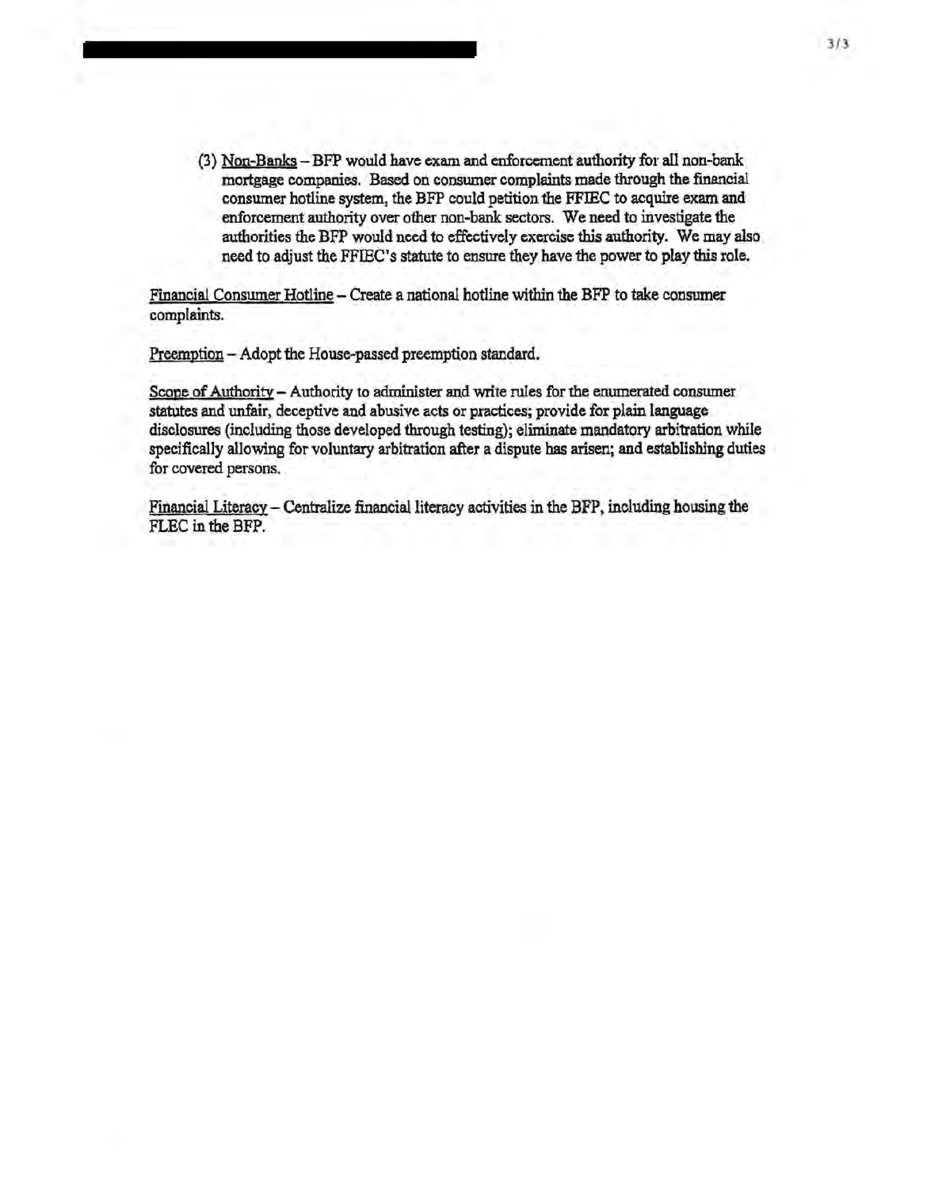(3) <u>Non-Banks</u> – BFP would have exam and enforcement authority for all non-bank mortgage companies. Based on consumer complaints made through the financial consumer hotline system, the BFP could petition the FFIEC to acquire exam and enforcement authority over other non-bank sectors. We need to investigate the authorities the BFP would need to effectively exercise this authority. We may also need to adjust the FFIEC's statute to ensure they have the power to play this role.

<u>Financial Consumer Hotline</u> – Create a national hotline within the BFP to take consumer complaints.

<u>Preemption</u> – Adopt the House-passed preemption standard.

<u>Scope of Authority</u> – Authority to administer and write rules for the enumerated consumer statutes and unfair, deceptive and abusive acts or practices; provide for plain language disclosures (including those developed through testing); eliminate mandatory arbitration while specifically allowing for voluntary arbitration after a dispute has arisen; and establishing duties for covered persons.

<u>Financial Literacy</u> – Centralize financial literacy activities in the BFP, including housing the FLEC in the BFP.